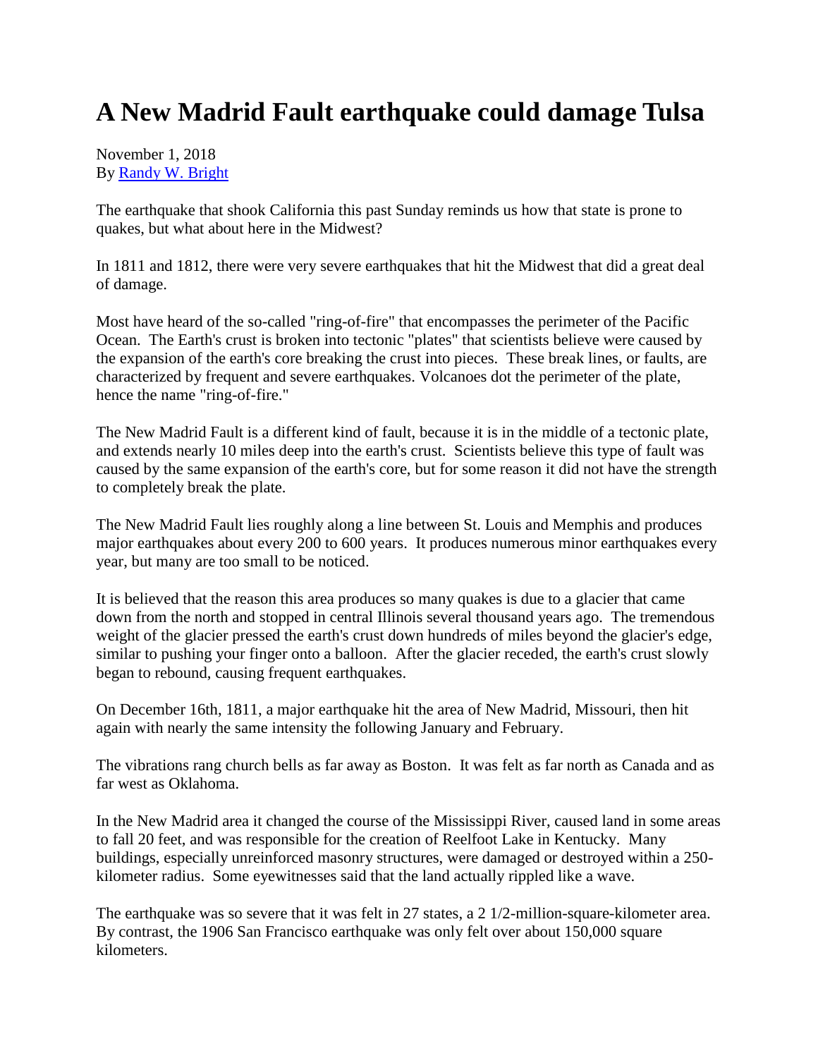# A New Madrid Fault earthquake could damage Tulsa

November 1, 2018
By [Randy W. Bright]()

The earthquake that shook California this past Sunday reminds us how that state is prone to quakes, but what about here in the Midwest?

In 1811 and 1812, there were very severe earthquakes that hit the Midwest that did a great deal of damage.

Most have heard of the so-called "ring-of-fire" that encompasses the perimeter of the Pacific Ocean. The Earth's crust is broken into tectonic "plates" that scientists believe were caused by the expansion of the earth's core breaking the crust into pieces. These break lines, or faults, are characterized by frequent and severe earthquakes. Volcanoes dot the perimeter of the plate, hence the name "ring-of-fire."

The New Madrid Fault is a different kind of fault, because it is in the middle of a tectonic plate, and extends nearly 10 miles deep into the earth's crust. Scientists believe this type of fault was caused by the same expansion of the earth's core, but for some reason it did not have the strength to completely break the plate.

The New Madrid Fault lies roughly along a line between St. Louis and Memphis and produces major earthquakes about every 200 to 600 years. It produces numerous minor earthquakes every year, but many are too small to be noticed.

It is believed that the reason this area produces so many quakes is due to a glacier that came down from the north and stopped in central Illinois several thousand years ago. The tremendous weight of the glacier pressed the earth's crust down hundreds of miles beyond the glacier's edge, similar to pushing your finger onto a balloon. After the glacier receded, the earth's crust slowly began to rebound, causing frequent earthquakes.

On December 16th, 1811, a major earthquake hit the area of New Madrid, Missouri, then hit again with nearly the same intensity the following January and February.

The vibrations rang church bells as far away as Boston. It was felt as far north as Canada and as far west as Oklahoma.

In the New Madrid area it changed the course of the Mississippi River, caused land in some areas to fall 20 feet, and was responsible for the creation of Reelfoot Lake in Kentucky. Many buildings, especially unreinforced masonry structures, were damaged or destroyed within a 250-kilometer radius. Some eyewitnesses said that the land actually rippled like a wave.

The earthquake was so severe that it was felt in 27 states, a 2 1/2-million-square-kilometer area. By contrast, the 1906 San Francisco earthquake was only felt over about 150,000 square kilometers.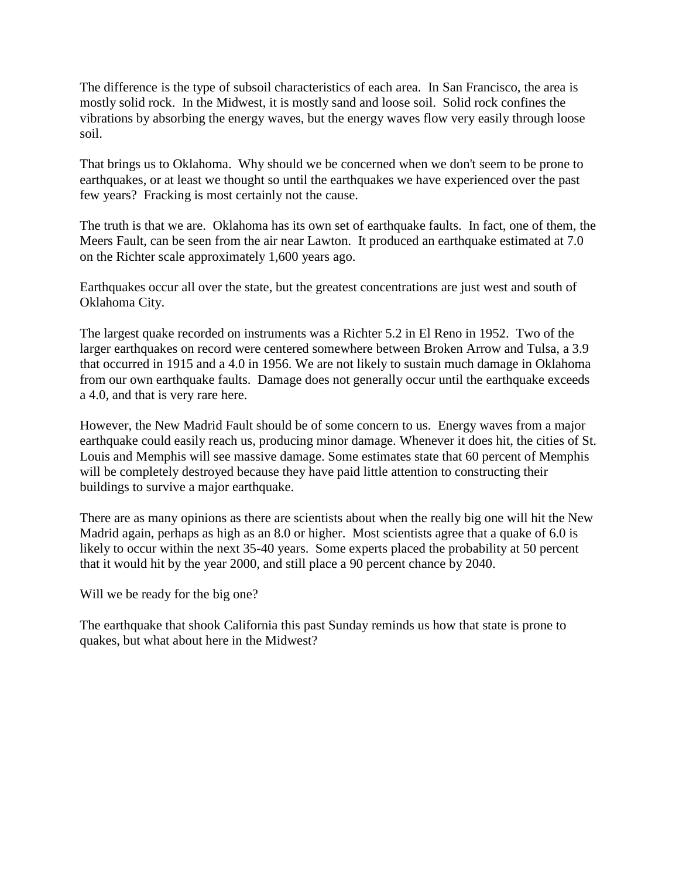The difference is the type of subsoil characteristics of each area. In San Francisco, the area is mostly solid rock. In the Midwest, it is mostly sand and loose soil. Solid rock confines the vibrations by absorbing the energy waves, but the energy waves flow very easily through loose soil.

That brings us to Oklahoma. Why should we be concerned when we don't seem to be prone to earthquakes, or at least we thought so until the earthquakes we have experienced over the past few years? Fracking is most certainly not the cause.

The truth is that we are. Oklahoma has its own set of earthquake faults. In fact, one of them, the Meers Fault, can be seen from the air near Lawton. It produced an earthquake estimated at 7.0 on the Richter scale approximately 1,600 years ago.

Earthquakes occur all over the state, but the greatest concentrations are just west and south of Oklahoma City.

The largest quake recorded on instruments was a Richter 5.2 in El Reno in 1952. Two of the larger earthquakes on record were centered somewhere between Broken Arrow and Tulsa, a 3.9 that occurred in 1915 and a 4.0 in 1956. We are not likely to sustain much damage in Oklahoma from our own earthquake faults. Damage does not generally occur until the earthquake exceeds a 4.0, and that is very rare here.

However, the New Madrid Fault should be of some concern to us. Energy waves from a major earthquake could easily reach us, producing minor damage. Whenever it does hit, the cities of St. Louis and Memphis will see massive damage. Some estimates state that 60 percent of Memphis will be completely destroyed because they have paid little attention to constructing their buildings to survive a major earthquake.

There are as many opinions as there are scientists about when the really big one will hit the New Madrid again, perhaps as high as an 8.0 or higher. Most scientists agree that a quake of 6.0 is likely to occur within the next 35-40 years. Some experts placed the probability at 50 percent that it would hit by the year 2000, and still place a 90 percent chance by 2040.

Will we be ready for the big one?

The earthquake that shook California this past Sunday reminds us how that state is prone to quakes, but what about here in the Midwest?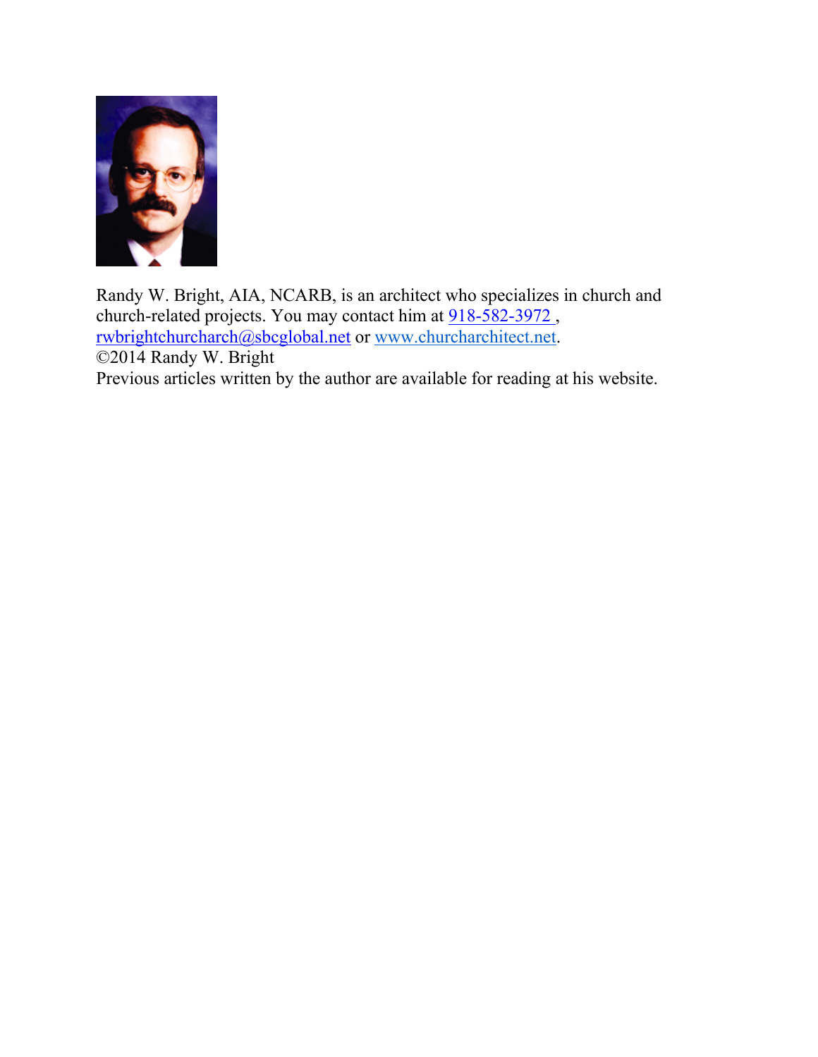Randy W. Bright, AIA, NCARB, is an architect who specializes in church and church-related projects. You may contact him at 918-582-3972 , rwbrightchurcharch@sbcglobal.net or www.churcharchitect.net.
©2014 Randy W. Bright
Previous articles written by the author are available for reading at his website.